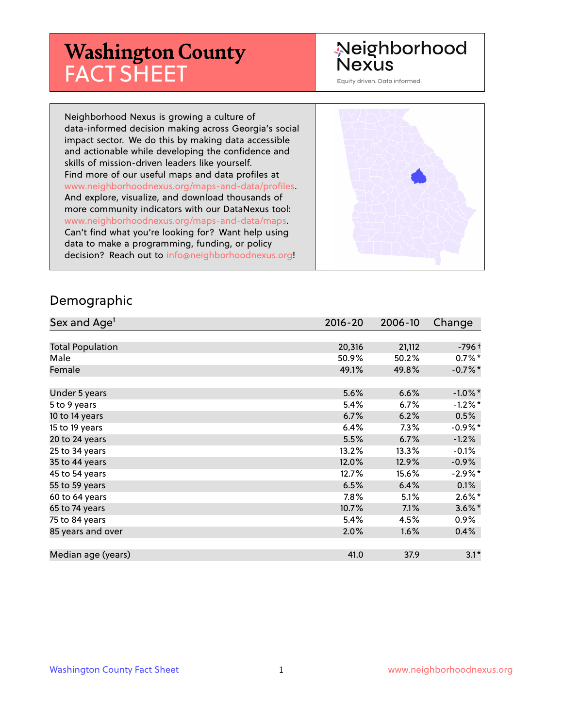# Washington County FACT SHEET

Neighborhood Nexus

Equity driven. Data informed.

Neighborhood Nexus is growing a culture of data-informed decision making across Georgia's social impact sector. We do this by making data accessible and actionable while developing the confidence and skills of mission-driven leaders like yourself. Find more of our useful maps and data profiles at www.neighborhoodnexus.org/maps-and-data/profiles. And explore, visualize, and download thousands of more community indicators with our DataNexus tool: www.neighborhoodnexus.org/maps-and-data/maps. Can't find what you're looking for? Want help using data to make a programming, funding, or policy decision? Reach out to info@neighborhoodnexus.org!

## Demographic

| Sex and Age[1] | 2016-20 | 2006-10 | Change |
|---|---|---|---|
| Total Population | 20,316 | 21,112 | -796 † |
| Male | 50.9% | 50.2% | 0.7% * |
| Female | 49.1% | 49.8% | -0.7% * |
| Under 5 years | 5.6% | 6.6% | -1.0% * |
| 5 to 9 years | 5.4% | 6.7% | -1.2% * |
| 10 to 14 years | 6.7% | 6.2% | 0.5% |
| 15 to 19 years | 6.4% | 7.3% | -0.9% * |
| 20 to 24 years | 5.5% | 6.7% | -1.2% |
| 25 to 34 years | 13.2% | 13.3% | -0.1% |
| 35 to 44 years | 12.0% | 12.9% | -0.9% |
| 45 to 54 years | 12.7% | 15.6% | -2.9% * |
| 55 to 59 years | 6.5% | 6.4% | 0.1% |
| 60 to 64 years | 7.8% | 5.1% | 2.6% * |
| 65 to 74 years | 10.7% | 7.1% | 3.6% * |
| 75 to 84 years | 5.4% | 4.5% | 0.9% |
| 85 years and over | 2.0% | 1.6% | 0.4% |
| Median age (years) | 41.0 | 37.9 | 3.1 * |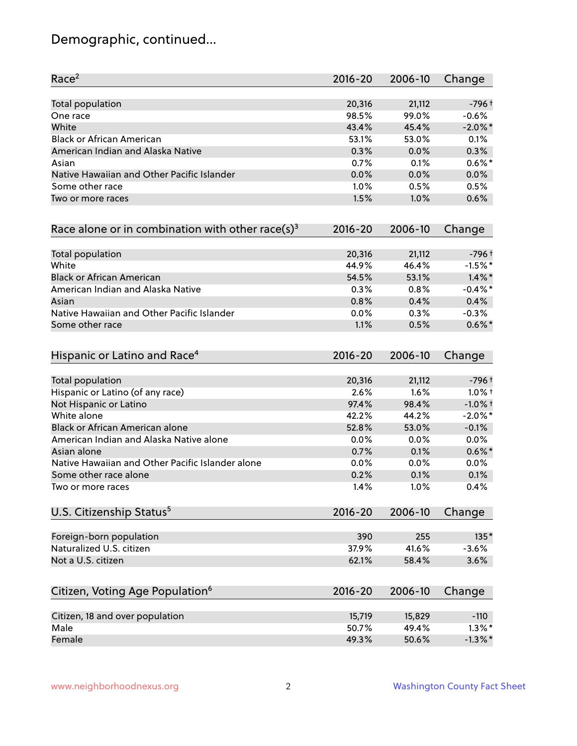# Demographic, continued...

| Race[2] | 2016-20 | 2006-10 | Change |
|---|---|---|---|
| Total population | 20,316 | 21,112 | -796 † |
| One race | 98.5% | 99.0% | -0.6% |
| White | 43.4% | 45.4% | -2.0% * |
| Black or African American | 53.1% | 53.0% | 0.1% |
| American Indian and Alaska Native | 0.3% | 0.0% | 0.3% |
| Asian | 0.7% | 0.1% | 0.6% * |
| Native Hawaiian and Other Pacific Islander | 0.0% | 0.0% | 0.0% |
| Some other race | 1.0% | 0.5% | 0.5% |
| Two or more races | 1.5% | 1.0% | 0.6% |

| Race alone or in combination with other race(s)[3] | 2016-20 | 2006-10 | Change |
|---|---|---|---|
| Total population | 20,316 | 21,112 | -796 † |
| White | 44.9% | 46.4% | -1.5% * |
| Black or African American | 54.5% | 53.1% | 1.4% * |
| American Indian and Alaska Native | 0.3% | 0.8% | -0.4% * |
| Asian | 0.8% | 0.4% | 0.4% |
| Native Hawaiian and Other Pacific Islander | 0.0% | 0.3% | -0.3% |
| Some other race | 1.1% | 0.5% | 0.6% * |

| Hispanic or Latino and Race[4] | 2016-20 | 2006-10 | Change |
|---|---|---|---|
| Total population | 20,316 | 21,112 | -796 † |
| Hispanic or Latino (of any race) | 2.6% | 1.6% | 1.0% † |
| Not Hispanic or Latino | 97.4% | 98.4% | -1.0% † |
| White alone | 42.2% | 44.2% | -2.0% * |
| Black or African American alone | 52.8% | 53.0% | -0.1% |
| American Indian and Alaska Native alone | 0.0% | 0.0% | 0.0% |
| Asian alone | 0.7% | 0.1% | 0.6% * |
| Native Hawaiian and Other Pacific Islander alone | 0.0% | 0.0% | 0.0% |
| Some other race alone | 0.2% | 0.1% | 0.1% |
| Two or more races | 1.4% | 1.0% | 0.4% |

| U.S. Citizenship Status[5] | 2016-20 | 2006-10 | Change |
|---|---|---|---|
| Foreign-born population | 390 | 255 | 135 * |
| Naturalized U.S. citizen | 37.9% | 41.6% | -3.6% |
| Not a U.S. citizen | 62.1% | 58.4% | 3.6% |

| Citizen, Voting Age Population[6] | 2016-20 | 2006-10 | Change |
|---|---|---|---|
| Citizen, 18 and over population | 15,719 | 15,829 | -110 |
| Male | 50.7% | 49.4% | 1.3% * |
| Female | 49.3% | 50.6% | -1.3% * |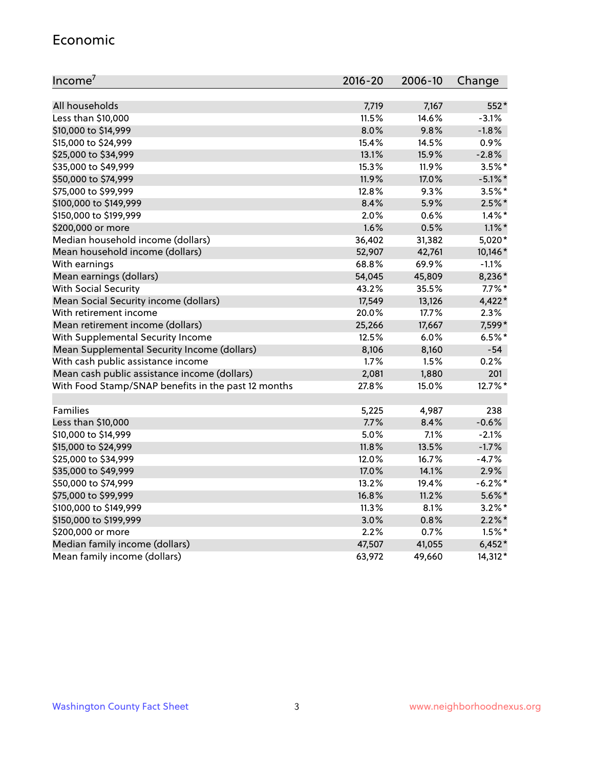## Economic

| Income[7] | 2016-20 | 2006-10 | Change |
|---|---|---|---|
| All households | 7,719 | 7,167 | 552* |
| Less than $10,000 | 11.5% | 14.6% | -3.1% |
| $10,000 to $14,999 | 8.0% | 9.8% | -1.8% |
| $15,000 to $24,999 | 15.4% | 14.5% | 0.9% |
| $25,000 to $34,999 | 13.1% | 15.9% | -2.8% |
| $35,000 to $49,999 | 15.3% | 11.9% | 3.5%* |
| $50,000 to $74,999 | 11.9% | 17.0% | -5.1%* |
| $75,000 to $99,999 | 12.8% | 9.3% | 3.5%* |
| $100,000 to $149,999 | 8.4% | 5.9% | 2.5%* |
| $150,000 to $199,999 | 2.0% | 0.6% | 1.4%* |
| $200,000 or more | 1.6% | 0.5% | 1.1%* |
| Median household income (dollars) | 36,402 | 31,382 | 5,020* |
| Mean household income (dollars) | 52,907 | 42,761 | 10,146* |
| With earnings | 68.8% | 69.9% | -1.1% |
| Mean earnings (dollars) | 54,045 | 45,809 | 8,236* |
| With Social Security | 43.2% | 35.5% | 7.7%* |
| Mean Social Security income (dollars) | 17,549 | 13,126 | 4,422* |
| With retirement income | 20.0% | 17.7% | 2.3% |
| Mean retirement income (dollars) | 25,266 | 17,667 | 7,599* |
| With Supplemental Security Income | 12.5% | 6.0% | 6.5%* |
| Mean Supplemental Security Income (dollars) | 8,106 | 8,160 | -54 |
| With cash public assistance income | 1.7% | 1.5% | 0.2% |
| Mean cash public assistance income (dollars) | 2,081 | 1,880 | 201 |
| With Food Stamp/SNAP benefits in the past 12 months | 27.8% | 15.0% | 12.7%* |
| | | | |
| Families | 5,225 | 4,987 | 238 |
| Less than $10,000 | 7.7% | 8.4% | -0.6% |
| $10,000 to $14,999 | 5.0% | 7.1% | -2.1% |
| $15,000 to $24,999 | 11.8% | 13.5% | -1.7% |
| $25,000 to $34,999 | 12.0% | 16.7% | -4.7% |
| $35,000 to $49,999 | 17.0% | 14.1% | 2.9% |
| $50,000 to $74,999 | 13.2% | 19.4% | -6.2%* |
| $75,000 to $99,999 | 16.8% | 11.2% | 5.6%* |
| $100,000 to $149,999 | 11.3% | 8.1% | 3.2%* |
| $150,000 to $199,999 | 3.0% | 0.8% | 2.2%* |
| $200,000 or more | 2.2% | 0.7% | 1.5%* |
| Median family income (dollars) | 47,507 | 41,055 | 6,452* |
| Mean family income (dollars) | 63,972 | 49,660 | 14,312* |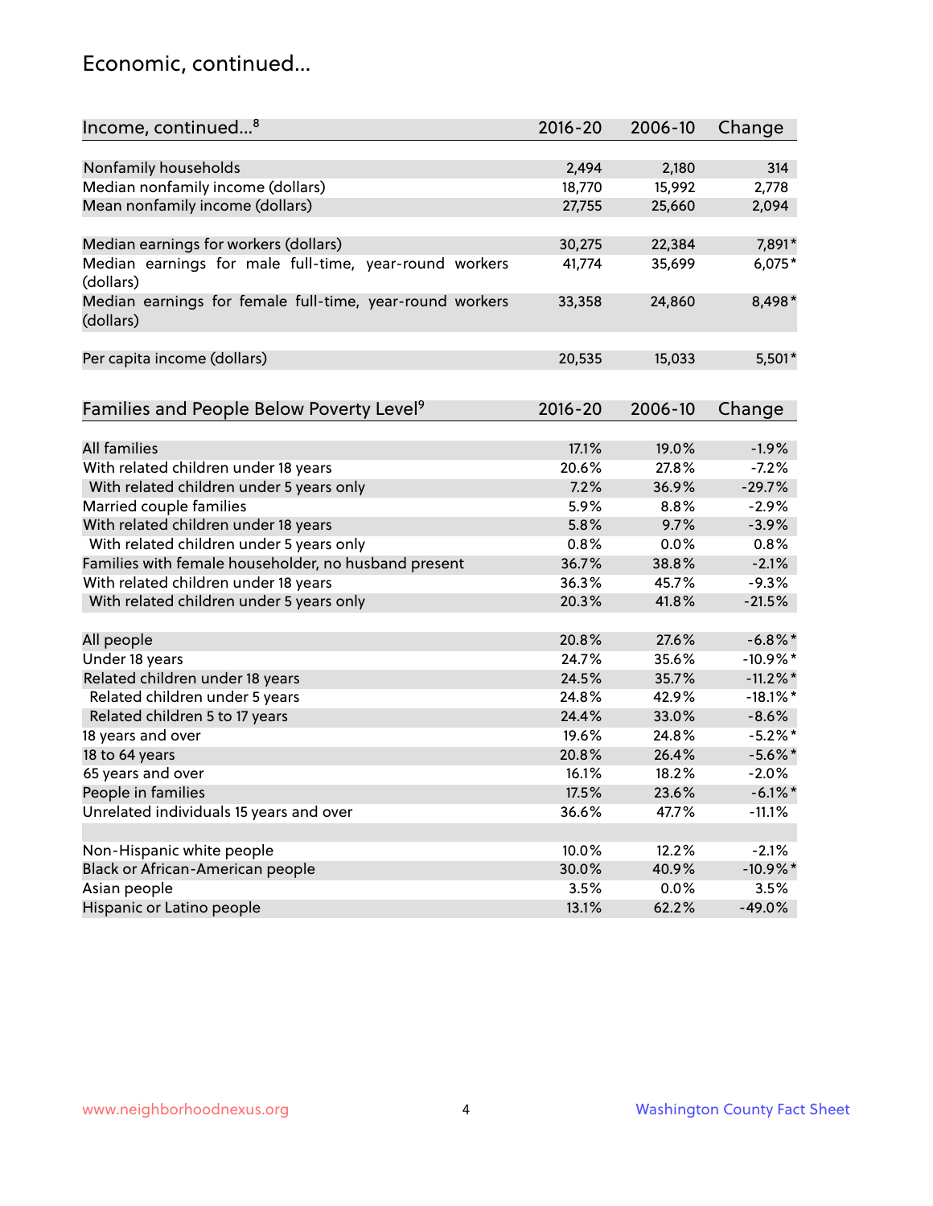## Economic, continued...

| Income, continued...[8] | 2016-20 | 2006-10 | Change |
|---|---|---|---|
| Nonfamily households | 2,494 | 2,180 | 314 |
| Median nonfamily income (dollars) | 18,770 | 15,992 | 2,778 |
| Mean nonfamily income (dollars) | 27,755 | 25,660 | 2,094 |
| Median earnings for workers (dollars) | 30,275 | 22,384 | 7,891* |
| Median earnings for male full-time, year-round workers (dollars) | 41,774 | 35,699 | 6,075* |
| Median earnings for female full-time, year-round workers (dollars) | 33,358 | 24,860 | 8,498* |
| Per capita income (dollars) | 20,535 | 15,033 | 5,501* |

| Families and People Below Poverty Level[9] | 2016-20 | 2006-10 | Change |
|---|---|---|---|
| All families | 17.1% | 19.0% | -1.9% |
| With related children under 18 years | 20.6% | 27.8% | -7.2% |
| With related children under 5 years only | 7.2% | 36.9% | -29.7% |
| Married couple families | 5.9% | 8.8% | -2.9% |
| With related children under 18 years | 5.8% | 9.7% | -3.9% |
| With related children under 5 years only | 0.8% | 0.0% | 0.8% |
| Families with female householder, no husband present | 36.7% | 38.8% | -2.1% |
| With related children under 18 years | 36.3% | 45.7% | -9.3% |
| With related children under 5 years only | 20.3% | 41.8% | -21.5% |
| All people | 20.8% | 27.6% | -6.8%* |
| Under 18 years | 24.7% | 35.6% | -10.9%* |
| Related children under 18 years | 24.5% | 35.7% | -11.2%* |
| Related children under 5 years | 24.8% | 42.9% | -18.1%* |
| Related children 5 to 17 years | 24.4% | 33.0% | -8.6% |
| 18 years and over | 19.6% | 24.8% | -5.2%* |
| 18 to 64 years | 20.8% | 26.4% | -5.6%* |
| 65 years and over | 16.1% | 18.2% | -2.0% |
| People in families | 17.5% | 23.6% | -6.1%* |
| Unrelated individuals 15 years and over | 36.6% | 47.7% | -11.1% |
| Non-Hispanic white people | 10.0% | 12.2% | -2.1% |
| Black or African-American people | 30.0% | 40.9% | -10.9%* |
| Asian people | 3.5% | 0.0% | 3.5% |
| Hispanic or Latino people | 13.1% | 62.2% | -49.0% |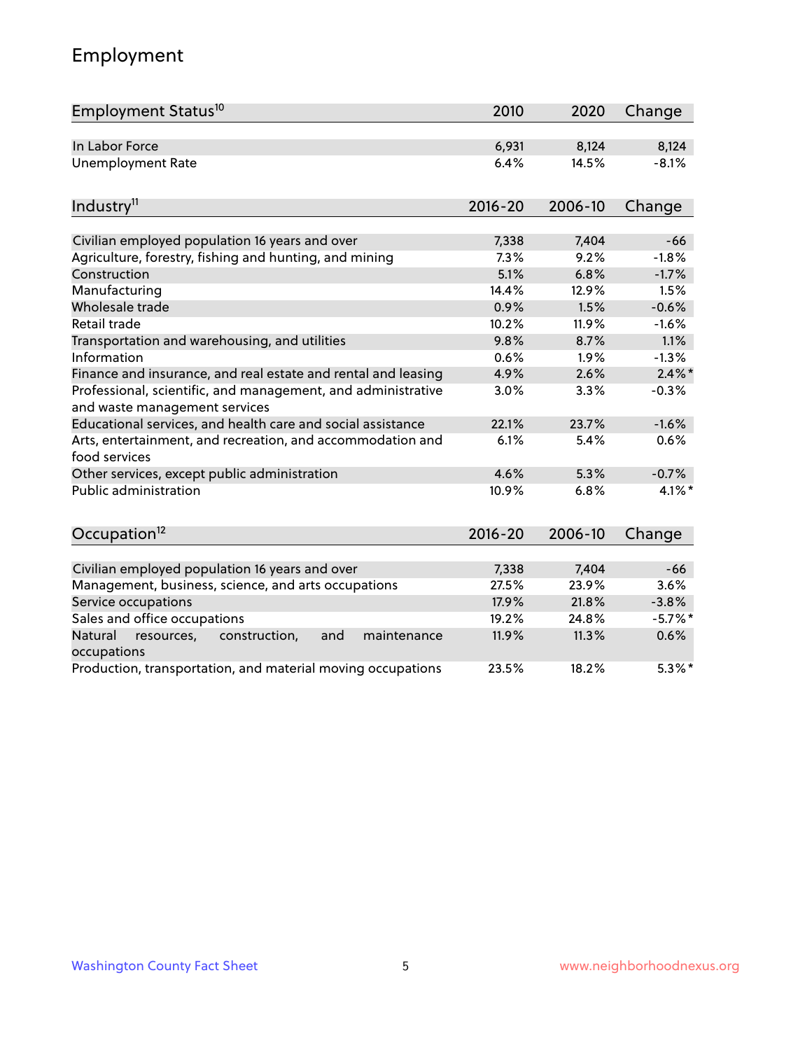# Employment

| Employment Status[10] | 2010 | 2020 | Change |
|---|---|---|---|
| In Labor Force | 6,931 | 8,124 | 8,124 |
| Unemployment Rate | 6.4% | 14.5% | -8.1% |

| Industry[11] | 2016-20 | 2006-10 | Change |
|---|---|---|---|
| Civilian employed population 16 years and over | 7,338 | 7,404 | -66 |
| Agriculture, forestry, fishing and hunting, and mining | 7.3% | 9.2% | -1.8% |
| Construction | 5.1% | 6.8% | -1.7% |
| Manufacturing | 14.4% | 12.9% | 1.5% |
| Wholesale trade | 0.9% | 1.5% | -0.6% |
| Retail trade | 10.2% | 11.9% | -1.6% |
| Transportation and warehousing, and utilities | 9.8% | 8.7% | 1.1% |
| Information | 0.6% | 1.9% | -1.3% |
| Finance and insurance, and real estate and rental and leasing | 4.9% | 2.6% | 2.4%* |
| Professional, scientific, and management, and administrative and waste management services | 3.0% | 3.3% | -0.3% |
| Educational services, and health care and social assistance | 22.1% | 23.7% | -1.6% |
| Arts, entertainment, and recreation, and accommodation and food services | 6.1% | 5.4% | 0.6% |
| Other services, except public administration | 4.6% | 5.3% | -0.7% |
| Public administration | 10.9% | 6.8% | 4.1%* |

| Occupation[12] | 2016-20 | 2006-10 | Change |
|---|---|---|---|
| Civilian employed population 16 years and over | 7,338 | 7,404 | -66 |
| Management, business, science, and arts occupations | 27.5% | 23.9% | 3.6% |
| Service occupations | 17.9% | 21.8% | -3.8% |
| Sales and office occupations | 19.2% | 24.8% | -5.7%* |
| Natural resources, construction, and maintenance occupations | 11.9% | 11.3% | 0.6% |
| Production, transportation, and material moving occupations | 23.5% | 18.2% | 5.3%* |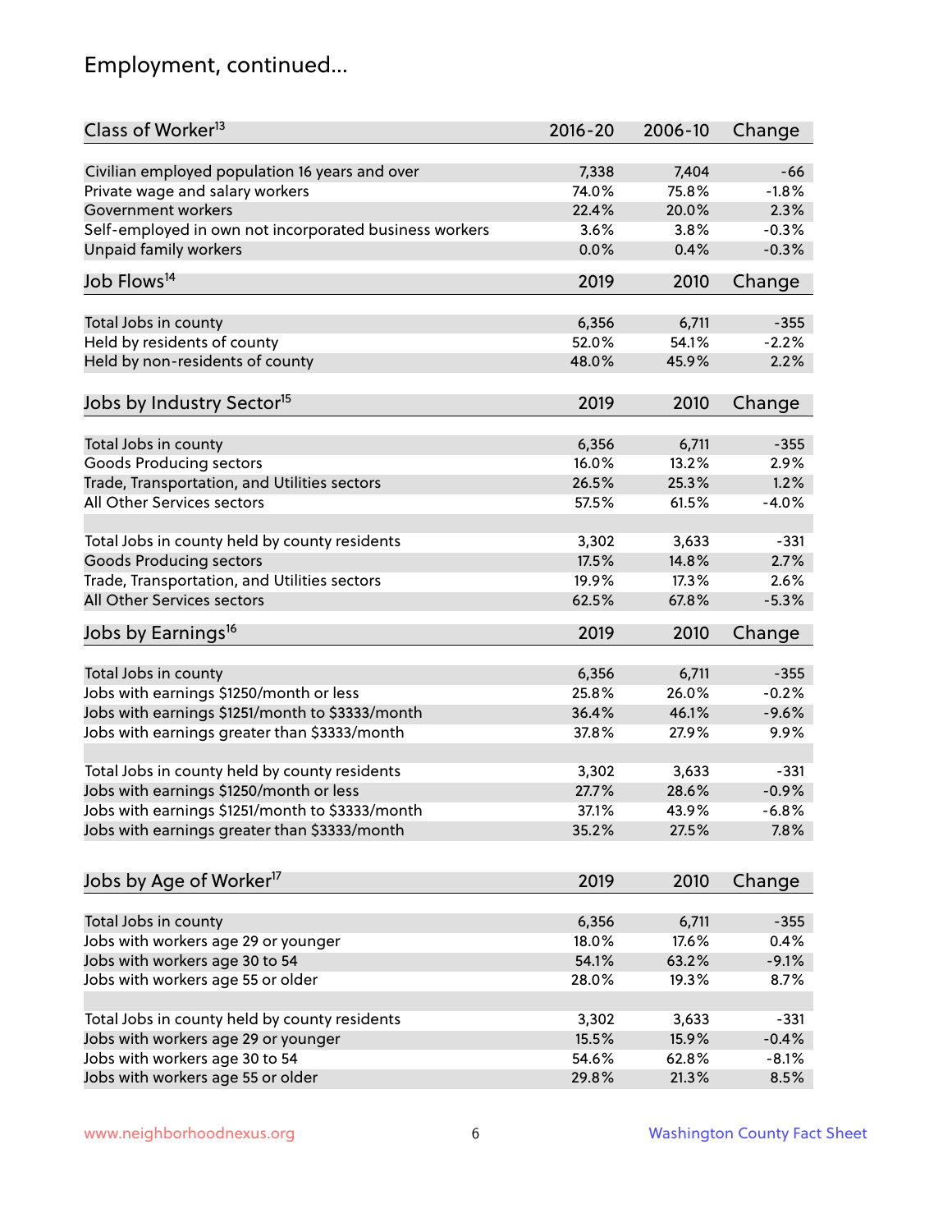## Employment, continued...

| Class of Worker[13] | 2016-20 | 2006-10 | Change |
|---|---|---|---|
| Civilian employed population 16 years and over | 7,338 | 7,404 | -66 |
| Private wage and salary workers | 74.0% | 75.8% | -1.8% |
| Government workers | 22.4% | 20.0% | 2.3% |
| Self-employed in own not incorporated business workers | 3.6% | 3.8% | -0.3% |
| Unpaid family workers | 0.0% | 0.4% | -0.3% |

| Job Flows[14] | 2019 | 2010 | Change |
|---|---|---|---|
| Total Jobs in county | 6,356 | 6,711 | -355 |
| Held by residents of county | 52.0% | 54.1% | -2.2% |
| Held by non-residents of county | 48.0% | 45.9% | 2.2% |

| Jobs by Industry Sector[15] | 2019 | 2010 | Change |
|---|---|---|---|
| Total Jobs in county | 6,356 | 6,711 | -355 |
| Goods Producing sectors | 16.0% | 13.2% | 2.9% |
| Trade, Transportation, and Utilities sectors | 26.5% | 25.3% | 1.2% |
| All Other Services sectors | 57.5% | 61.5% | -4.0% |
| | | | |
| Total Jobs in county held by county residents | 3,302 | 3,633 | -331 |
| Goods Producing sectors | 17.5% | 14.8% | 2.7% |
| Trade, Transportation, and Utilities sectors | 19.9% | 17.3% | 2.6% |
| All Other Services sectors | 62.5% | 67.8% | -5.3% |

| Jobs by Earnings[16] | 2019 | 2010 | Change |
|---|---|---|---|
| Total Jobs in county | 6,356 | 6,711 | -355 |
| Jobs with earnings $1250/month or less | 25.8% | 26.0% | -0.2% |
| Jobs with earnings $1251/month to $3333/month | 36.4% | 46.1% | -9.6% |
| Jobs with earnings greater than $3333/month | 37.8% | 27.9% | 9.9% |
| | | | |
| Total Jobs in county held by county residents | 3,302 | 3,633 | -331 |
| Jobs with earnings $1250/month or less | 27.7% | 28.6% | -0.9% |
| Jobs with earnings $1251/month to $3333/month | 37.1% | 43.9% | -6.8% |
| Jobs with earnings greater than $3333/month | 35.2% | 27.5% | 7.8% |

| Jobs by Age of Worker[17] | 2019 | 2010 | Change |
|---|---|---|---|
| Total Jobs in county | 6,356 | 6,711 | -355 |
| Jobs with workers age 29 or younger | 18.0% | 17.6% | 0.4% |
| Jobs with workers age 30 to 54 | 54.1% | 63.2% | -9.1% |
| Jobs with workers age 55 or older | 28.0% | 19.3% | 8.7% |
| | | | |
| Total Jobs in county held by county residents | 3,302 | 3,633 | -331 |
| Jobs with workers age 29 or younger | 15.5% | 15.9% | -0.4% |
| Jobs with workers age 30 to 54 | 54.6% | 62.8% | -8.1% |
| Jobs with workers age 55 or older | 29.8% | 21.3% | 8.5% |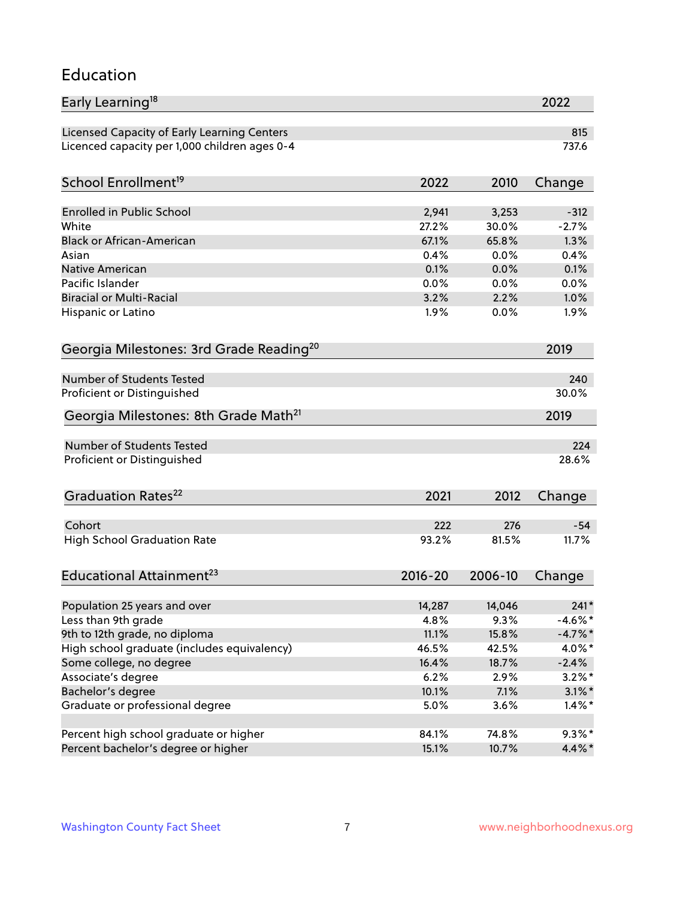## Education

| Early Learning[18] | 2022 |
|---|---|
| Licensed Capacity of Early Learning Centers | 815 |
| Licenced capacity per 1,000 children ages 0-4 | 737.6 |

| School Enrollment[19] | 2022 | 2010 | Change |
|---|---|---|---|
| Enrolled in Public School | 2,941 | 3,253 | -312 |
| White | 27.2% | 30.0% | -2.7% |
| Black or African-American | 67.1% | 65.8% | 1.3% |
| Asian | 0.4% | 0.0% | 0.4% |
| Native American | 0.1% | 0.0% | 0.1% |
| Pacific Islander | 0.0% | 0.0% | 0.0% |
| Biracial or Multi-Racial | 3.2% | 2.2% | 1.0% |
| Hispanic or Latino | 1.9% | 0.0% | 1.9% |

| Georgia Milestones: 3rd Grade Reading[20] | 2019 |
|---|---|
| Number of Students Tested | 240 |
| Proficient or Distinguished | 30.0% |

| Georgia Milestones: 8th Grade Math[21] | 2019 |
|---|---|
| Number of Students Tested | 224 |
| Proficient or Distinguished | 28.6% |

| Graduation Rates[22] | 2021 | 2012 | Change |
|---|---|---|---|
| Cohort | 222 | 276 | -54 |
| High School Graduation Rate | 93.2% | 81.5% | 11.7% |

| Educational Attainment[23] | 2016-20 | 2006-10 | Change |
|---|---|---|---|
| Population 25 years and over | 14,287 | 14,046 | 241* |
| Less than 9th grade | 4.8% | 9.3% | -4.6%* |
| 9th to 12th grade, no diploma | 11.1% | 15.8% | -4.7%* |
| High school graduate (includes equivalency) | 46.5% | 42.5% | 4.0%* |
| Some college, no degree | 16.4% | 18.7% | -2.4% |
| Associate's degree | 6.2% | 2.9% | 3.2%* |
| Bachelor's degree | 10.1% | 7.1% | 3.1%* |
| Graduate or professional degree | 5.0% | 3.6% | 1.4%* |
| | | | |
| Percent high school graduate or higher | 84.1% | 74.8% | 9.3%* |
| Percent bachelor's degree or higher | 15.1% | 10.7% | 4.4%* |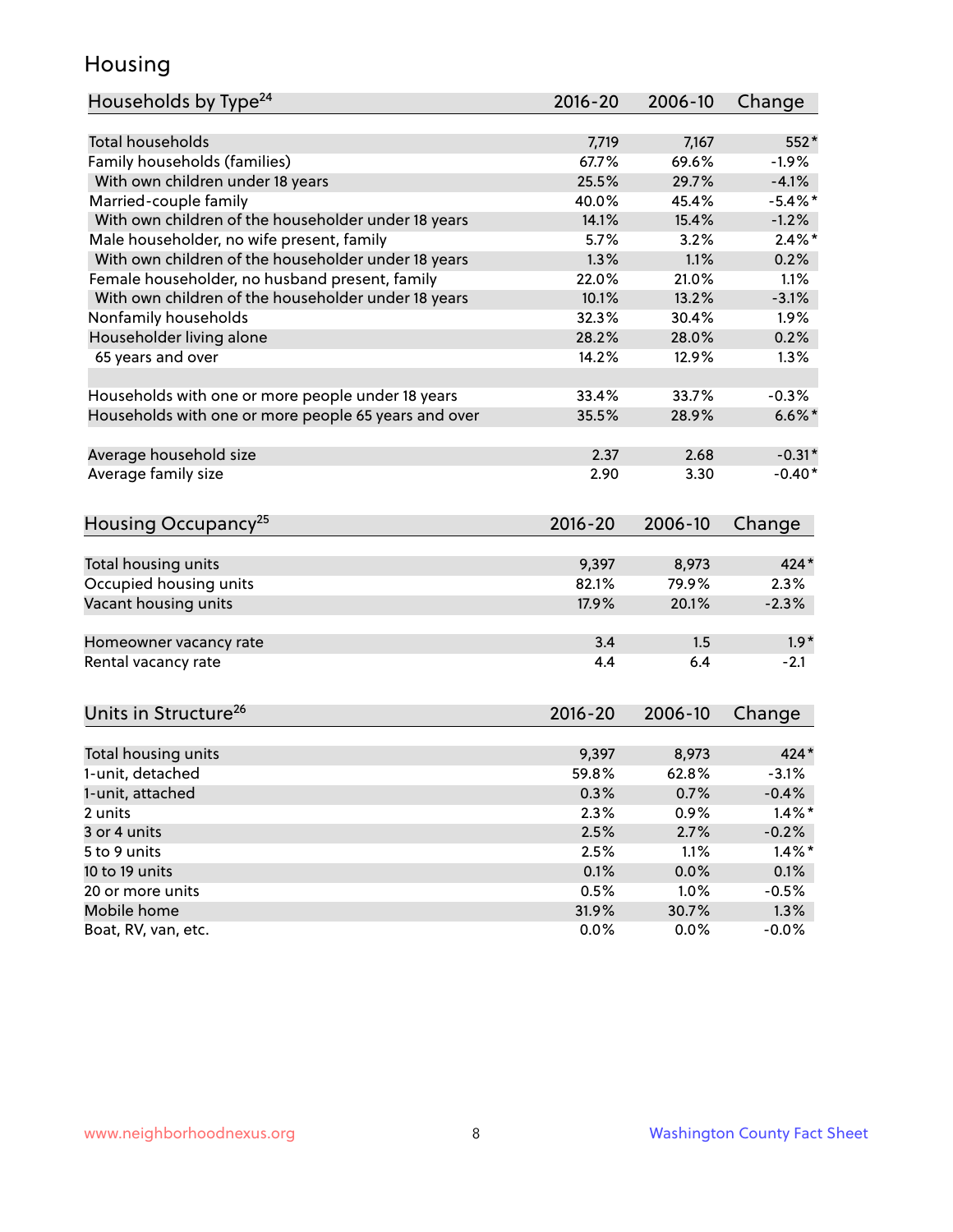# Housing

| Households by Type[24] | 2016-20 | 2006-10 | Change |
|---|---|---|---|
| Total households | 7,719 | 7,167 | 552* |
| Family households (families) | 67.7% | 69.6% | -1.9% |
| With own children under 18 years | 25.5% | 29.7% | -4.1% |
| Married-couple family | 40.0% | 45.4% | -5.4%* |
| With own children of the householder under 18 years | 14.1% | 15.4% | -1.2% |
| Male householder, no wife present, family | 5.7% | 3.2% | 2.4%* |
| With own children of the householder under 18 years | 1.3% | 1.1% | 0.2% |
| Female householder, no husband present, family | 22.0% | 21.0% | 1.1% |
| With own children of the householder under 18 years | 10.1% | 13.2% | -3.1% |
| Nonfamily households | 32.3% | 30.4% | 1.9% |
| Householder living alone | 28.2% | 28.0% | 0.2% |
| 65 years and over | 14.2% | 12.9% | 1.3% |
| | | | |
| Households with one or more people under 18 years | 33.4% | 33.7% | -0.3% |
| Households with one or more people 65 years and over | 35.5% | 28.9% | 6.6%* |
| | | | |
| Average household size | 2.37 | 2.68 | -0.31* |
| Average family size | 2.90 | 3.30 | -0.40* |

| Housing Occupancy[25] | 2016-20 | 2006-10 | Change |
|---|---|---|---|
| Total housing units | 9,397 | 8,973 | 424* |
| Occupied housing units | 82.1% | 79.9% | 2.3% |
| Vacant housing units | 17.9% | 20.1% | -2.3% |
| | | | |
| Homeowner vacancy rate | 3.4 | 1.5 | 1.9* |
| Rental vacancy rate | 4.4 | 6.4 | -2.1 |

| Units in Structure[26] | 2016-20 | 2006-10 | Change |
|---|---|---|---|
| Total housing units | 9,397 | 8,973 | 424* |
| 1-unit, detached | 59.8% | 62.8% | -3.1% |
| 1-unit, attached | 0.3% | 0.7% | -0.4% |
| 2 units | 2.3% | 0.9% | 1.4%* |
| 3 or 4 units | 2.5% | 2.7% | -0.2% |
| 5 to 9 units | 2.5% | 1.1% | 1.4%* |
| 10 to 19 units | 0.1% | 0.0% | 0.1% |
| 20 or more units | 0.5% | 1.0% | -0.5% |
| Mobile home | 31.9% | 30.7% | 1.3% |
| Boat, RV, van, etc. | 0.0% | 0.0% | -0.0% |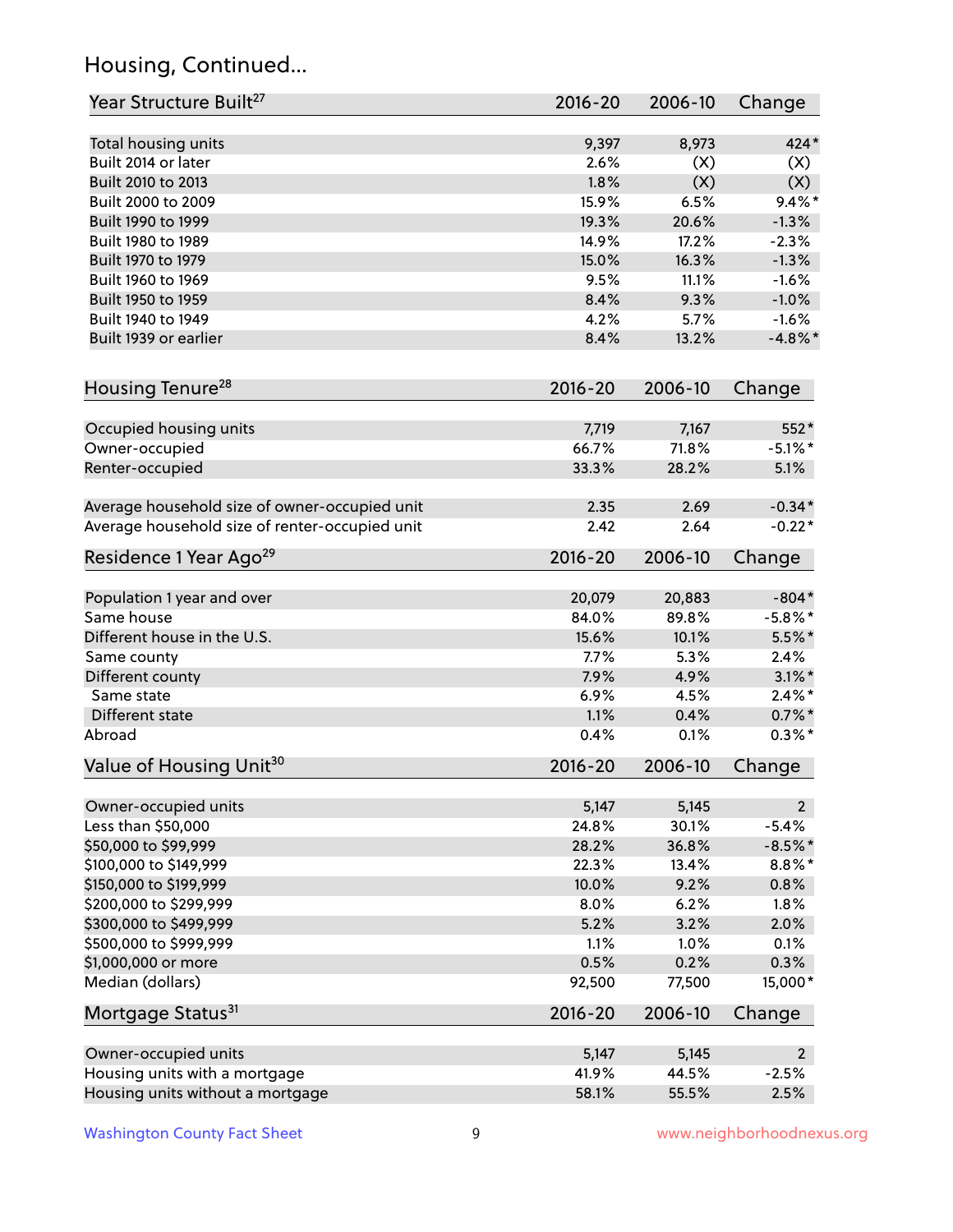## Housing, Continued...

| Year Structure Built[27] | 2016-20 | 2006-10 | Change |
|---|---|---|---|
| Total housing units | 9,397 | 8,973 | 424* |
| Built 2014 or later | 2.6% | (X) | (X) |
| Built 2010 to 2013 | 1.8% | (X) | (X) |
| Built 2000 to 2009 | 15.9% | 6.5% | 9.4%* |
| Built 1990 to 1999 | 19.3% | 20.6% | -1.3% |
| Built 1980 to 1989 | 14.9% | 17.2% | -2.3% |
| Built 1970 to 1979 | 15.0% | 16.3% | -1.3% |
| Built 1960 to 1969 | 9.5% | 11.1% | -1.6% |
| Built 1950 to 1959 | 8.4% | 9.3% | -1.0% |
| Built 1940 to 1949 | 4.2% | 5.7% | -1.6% |
| Built 1939 or earlier | 8.4% | 13.2% | -4.8%* |

| Housing Tenure[28] | 2016-20 | 2006-10 | Change |
|---|---|---|---|
| Occupied housing units | 7,719 | 7,167 | 552* |
| Owner-occupied | 66.7% | 71.8% | -5.1%* |
| Renter-occupied | 33.3% | 28.2% | 5.1% |
| Average household size of owner-occupied unit | 2.35 | 2.69 | -0.34* |
| Average household size of renter-occupied unit | 2.42 | 2.64 | -0.22* |

| Residence 1 Year Ago[29] | 2016-20 | 2006-10 | Change |
|---|---|---|---|
| Population 1 year and over | 20,079 | 20,883 | -804* |
| Same house | 84.0% | 89.8% | -5.8%* |
| Different house in the U.S. | 15.6% | 10.1% | 5.5%* |
| Same county | 7.7% | 5.3% | 2.4% |
| Different county | 7.9% | 4.9% | 3.1%* |
| Same state | 6.9% | 4.5% | 2.4%* |
| Different state | 1.1% | 0.4% | 0.7%* |
| Abroad | 0.4% | 0.1% | 0.3%* |

| Value of Housing Unit[30] | 2016-20 | 2006-10 | Change |
|---|---|---|---|
| Owner-occupied units | 5,147 | 5,145 | 2 |
| Less than $50,000 | 24.8% | 30.1% | -5.4% |
| $50,000 to $99,999 | 28.2% | 36.8% | -8.5%* |
| $100,000 to $149,999 | 22.3% | 13.4% | 8.8%* |
| $150,000 to $199,999 | 10.0% | 9.2% | 0.8% |
| $200,000 to $299,999 | 8.0% | 6.2% | 1.8% |
| $300,000 to $499,999 | 5.2% | 3.2% | 2.0% |
| $500,000 to $999,999 | 1.1% | 1.0% | 0.1% |
| $1,000,000 or more | 0.5% | 0.2% | 0.3% |
| Median (dollars) | 92,500 | 77,500 | 15,000* |

| Mortgage Status[31] | 2016-20 | 2006-10 | Change |
|---|---|---|---|
| Owner-occupied units | 5,147 | 5,145 | 2 |
| Housing units with a mortgage | 41.9% | 44.5% | -2.5% |
| Housing units without a mortgage | 58.1% | 55.5% | 2.5% |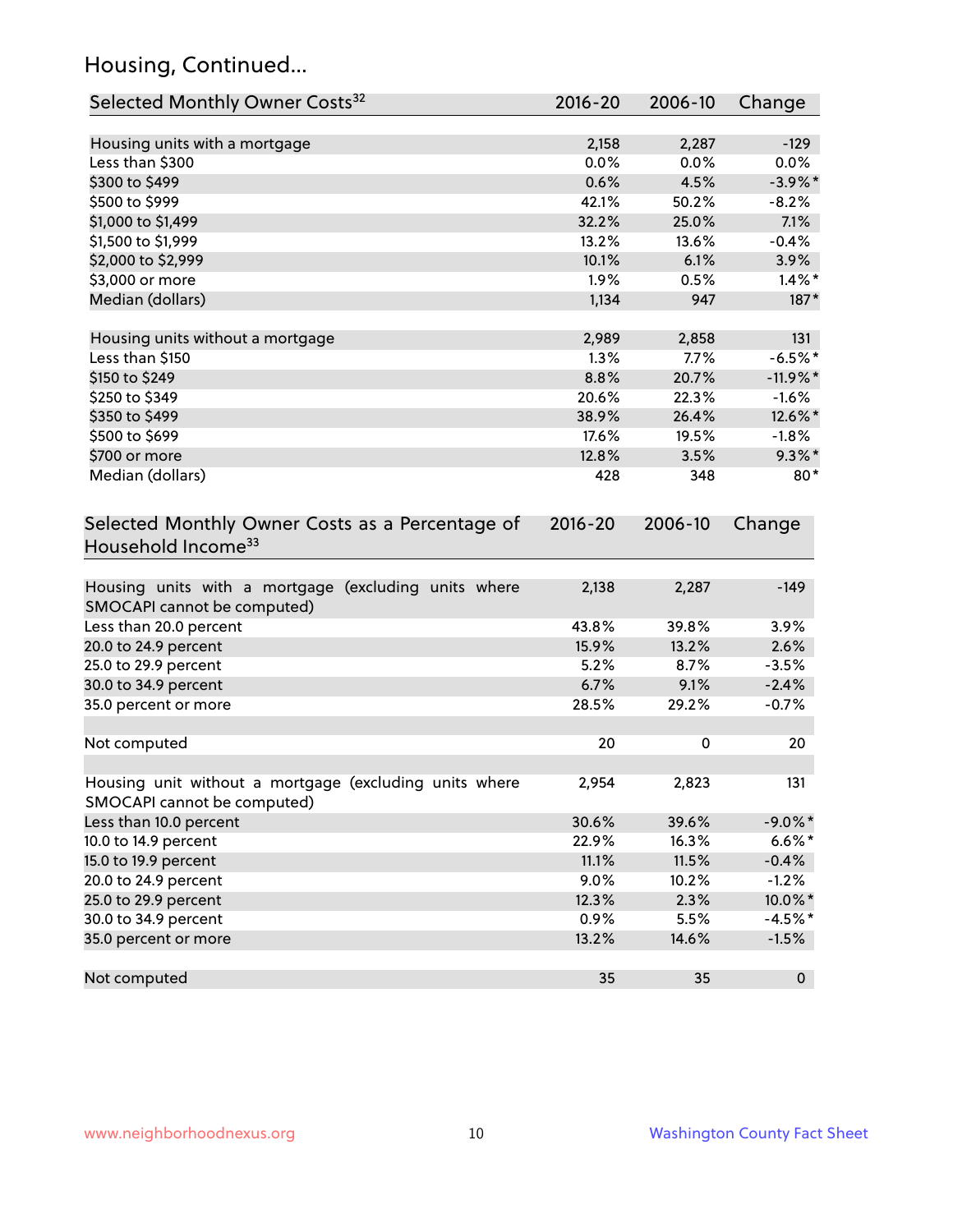## Housing, Continued...

| Selected Monthly Owner Costs[32] | 2016-20 | 2006-10 | Change |
|---|---|---|---|
| Housing units with a mortgage | 2,158 | 2,287 | -129 |
| Less than $300 | 0.0% | 0.0% | 0.0% |
| $300 to $499 | 0.6% | 4.5% | -3.9%* |
| $500 to $999 | 42.1% | 50.2% | -8.2% |
| $1,000 to $1,499 | 32.2% | 25.0% | 7.1% |
| $1,500 to $1,999 | 13.2% | 13.6% | -0.4% |
| $2,000 to $2,999 | 10.1% | 6.1% | 3.9% |
| $3,000 or more | 1.9% | 0.5% | 1.4%* |
| Median (dollars) | 1,134 | 947 | 187* |
| | | | |
| Housing units without a mortgage | 2,989 | 2,858 | 131 |
| Less than $150 | 1.3% | 7.7% | -6.5%* |
| $150 to $249 | 8.8% | 20.7% | -11.9%* |
| $250 to $349 | 20.6% | 22.3% | -1.6% |
| $350 to $499 | 38.9% | 26.4% | 12.6%* |
| $500 to $699 | 17.6% | 19.5% | -1.8% |
| $700 or more | 12.8% | 3.5% | 9.3%* |
| Median (dollars) | 428 | 348 | 80* |

| Selected Monthly Owner Costs as a Percentage of Household Income[33] | 2016-20 | 2006-10 | Change |
|---|---|---|---|
| Housing units with a mortgage (excluding units where SMOCAPI cannot be computed) | 2,138 | 2,287 | -149 |
| Less than 20.0 percent | 43.8% | 39.8% | 3.9% |
| 20.0 to 24.9 percent | 15.9% | 13.2% | 2.6% |
| 25.0 to 29.9 percent | 5.2% | 8.7% | -3.5% |
| 30.0 to 34.9 percent | 6.7% | 9.1% | -2.4% |
| 35.0 percent or more | 28.5% | 29.2% | -0.7% |
| | | | |
| Not computed | 20 | 0 | 20 |
| | | | |
| Housing unit without a mortgage (excluding units where SMOCAPI cannot be computed) | 2,954 | 2,823 | 131 |
| Less than 10.0 percent | 30.6% | 39.6% | -9.0%* |
| 10.0 to 14.9 percent | 22.9% | 16.3% | 6.6%* |
| 15.0 to 19.9 percent | 11.1% | 11.5% | -0.4% |
| 20.0 to 24.9 percent | 9.0% | 10.2% | -1.2% |
| 25.0 to 29.9 percent | 12.3% | 2.3% | 10.0%* |
| 30.0 to 34.9 percent | 0.9% | 5.5% | -4.5%* |
| 35.0 percent or more | 13.2% | 14.6% | -1.5% |
| | | | |
| Not computed | 35 | 35 | 0 |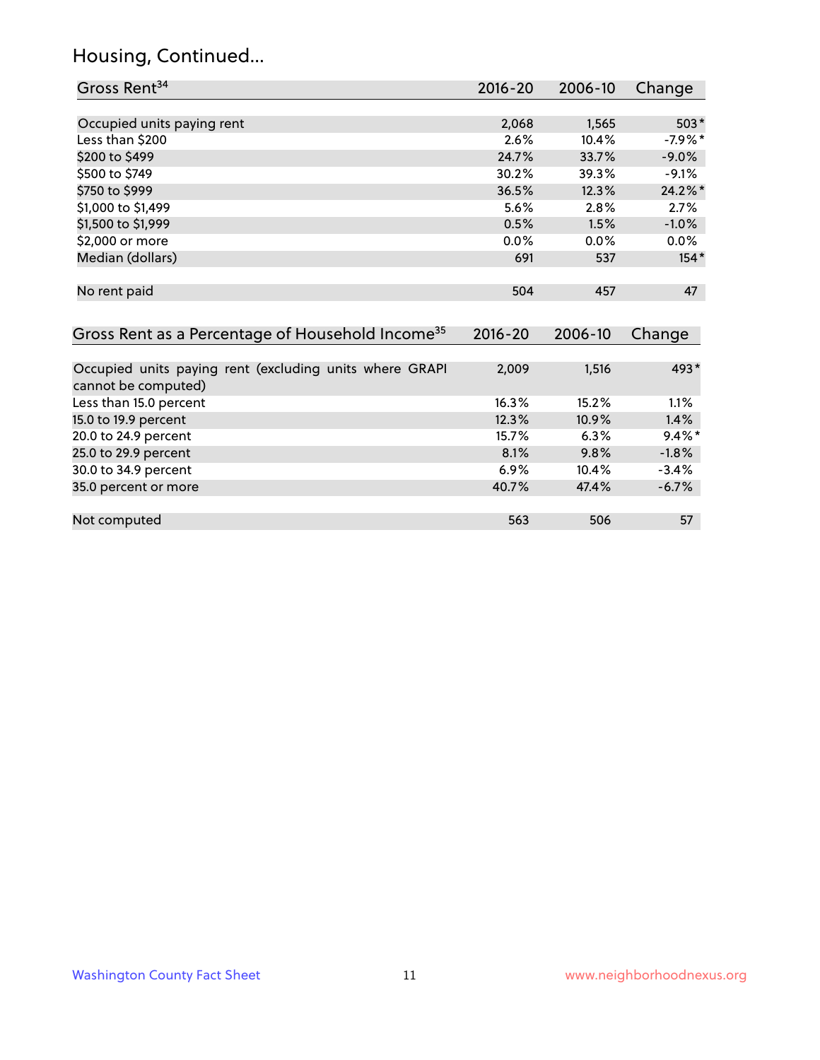## Housing, Continued...

| Gross Rent[34] | 2016-20 | 2006-10 | Change |
|---|---|---|---|
| Occupied units paying rent | 2,068 | 1,565 | 503* |
| Less than $200 | 2.6% | 10.4% | -7.9%* |
| $200 to $499 | 24.7% | 33.7% | -9.0% |
| $500 to $749 | 30.2% | 39.3% | -9.1% |
| $750 to $999 | 36.5% | 12.3% | 24.2%* |
| $1,000 to $1,499 | 5.6% | 2.8% | 2.7% |
| $1,500 to $1,999 | 0.5% | 1.5% | -1.0% |
| $2,000 or more | 0.0% | 0.0% | 0.0% |
| Median (dollars) | 691 | 537 | 154* |
| No rent paid | 504 | 457 | 47 |

| Gross Rent as a Percentage of Household Income[35] | 2016-20 | 2006-10 | Change |
|---|---|---|---|
| Occupied units paying rent (excluding units where GRAPI cannot be computed) | 2,009 | 1,516 | 493* |
| Less than 15.0 percent | 16.3% | 15.2% | 1.1% |
| 15.0 to 19.9 percent | 12.3% | 10.9% | 1.4% |
| 20.0 to 24.9 percent | 15.7% | 6.3% | 9.4%* |
| 25.0 to 29.9 percent | 8.1% | 9.8% | -1.8% |
| 30.0 to 34.9 percent | 6.9% | 10.4% | -3.4% |
| 35.0 percent or more | 40.7% | 47.4% | -6.7% |
| Not computed | 563 | 506 | 57 |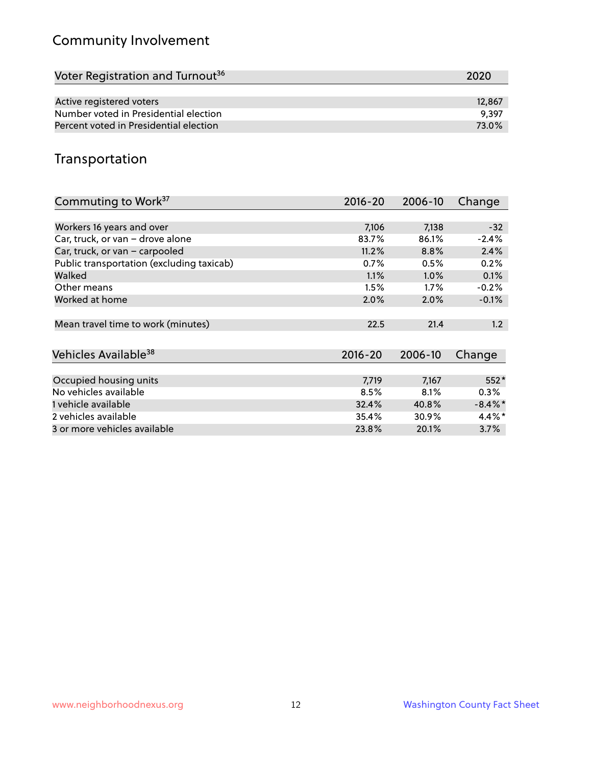## Community Involvement

| Voter Registration and Turnout[36] | 2020 |
| --- | --- |
| Active registered voters | 12,867 |
| Number voted in Presidential election | 9,397 |
| Percent voted in Presidential election | 73.0% |

## Transportation

| Commuting to Work[37] | 2016-20 | 2006-10 | Change |
| --- | --- | --- | --- |
| Workers 16 years and over | 7,106 | 7,138 | -32 |
| Car, truck, or van – drove alone | 83.7% | 86.1% | -2.4% |
| Car, truck, or van – carpooled | 11.2% | 8.8% | 2.4% |
| Public transportation (excluding taxicab) | 0.7% | 0.5% | 0.2% |
| Walked | 1.1% | 1.0% | 0.1% |
| Other means | 1.5% | 1.7% | -0.2% |
| Worked at home | 2.0% | 2.0% | -0.1% |
| Mean travel time to work (minutes) | 22.5 | 21.4 | 1.2 |

| Vehicles Available[38] | 2016-20 | 2006-10 | Change |
| --- | --- | --- | --- |
| Occupied housing units | 7,719 | 7,167 | 552* |
| No vehicles available | 8.5% | 8.1% | 0.3% |
| 1 vehicle available | 32.4% | 40.8% | -8.4%* |
| 2 vehicles available | 35.4% | 30.9% | 4.4%* |
| 3 or more vehicles available | 23.8% | 20.1% | 3.7% |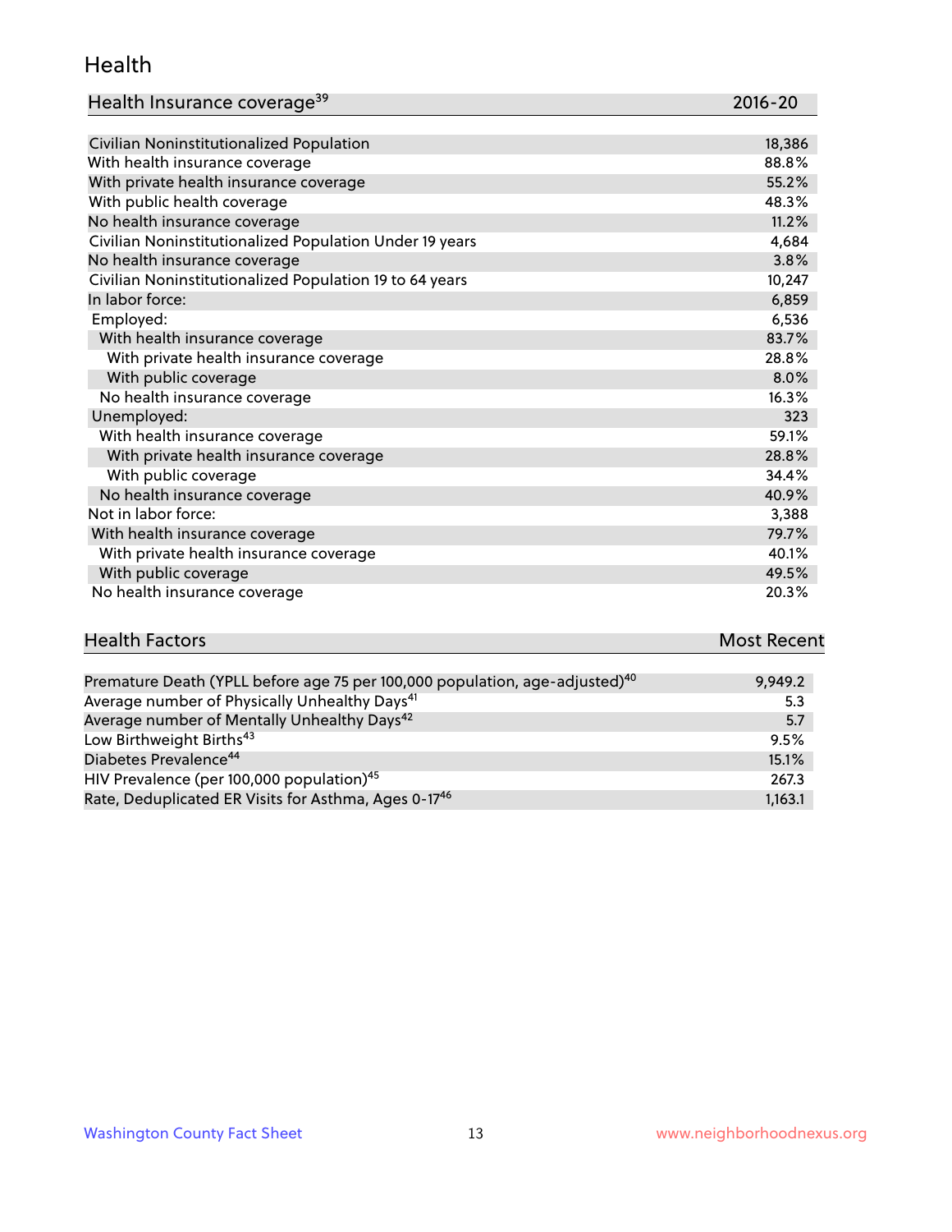## Health

| Health Insurance coverage[39] | 2016-20 |
|---|---|
| Civilian Noninstitutionalized Population | 18,386 |
| With health insurance coverage | 88.8% |
| With private health insurance coverage | 55.2% |
| With public health coverage | 48.3% |
| No health insurance coverage | 11.2% |
| Civilian Noninstitutionalized Population Under 19 years | 4,684 |
| No health insurance coverage | 3.8% |
| Civilian Noninstitutionalized Population 19 to 64 years | 10,247 |
| In labor force: | 6,859 |
| Employed: | 6,536 |
| With health insurance coverage | 83.7% |
| With private health insurance coverage | 28.8% |
| With public coverage | 8.0% |
| No health insurance coverage | 16.3% |
| Unemployed: | 323 |
| With health insurance coverage | 59.1% |
| With private health insurance coverage | 28.8% |
| With public coverage | 34.4% |
| No health insurance coverage | 40.9% |
| Not in labor force: | 3,388 |
| With health insurance coverage | 79.7% |
| With private health insurance coverage | 40.1% |
| With public coverage | 49.5% |
| No health insurance coverage | 20.3% |

| Health Factors | Most Recent |
|---|---|
| Premature Death (YPLL before age 75 per 100,000 population, age-adjusted)[40] | 9,949.2 |
| Average number of Physically Unhealthy Days[41] | 5.3 |
| Average number of Mentally Unhealthy Days[42] | 5.7 |
| Low Birthweight Births[43] | 9.5% |
| Diabetes Prevalence[44] | 15.1% |
| HIV Prevalence (per 100,000 population)[45] | 267.3 |
| Rate, Deduplicated ER Visits for Asthma, Ages 0-17[46] | 1,163.1 |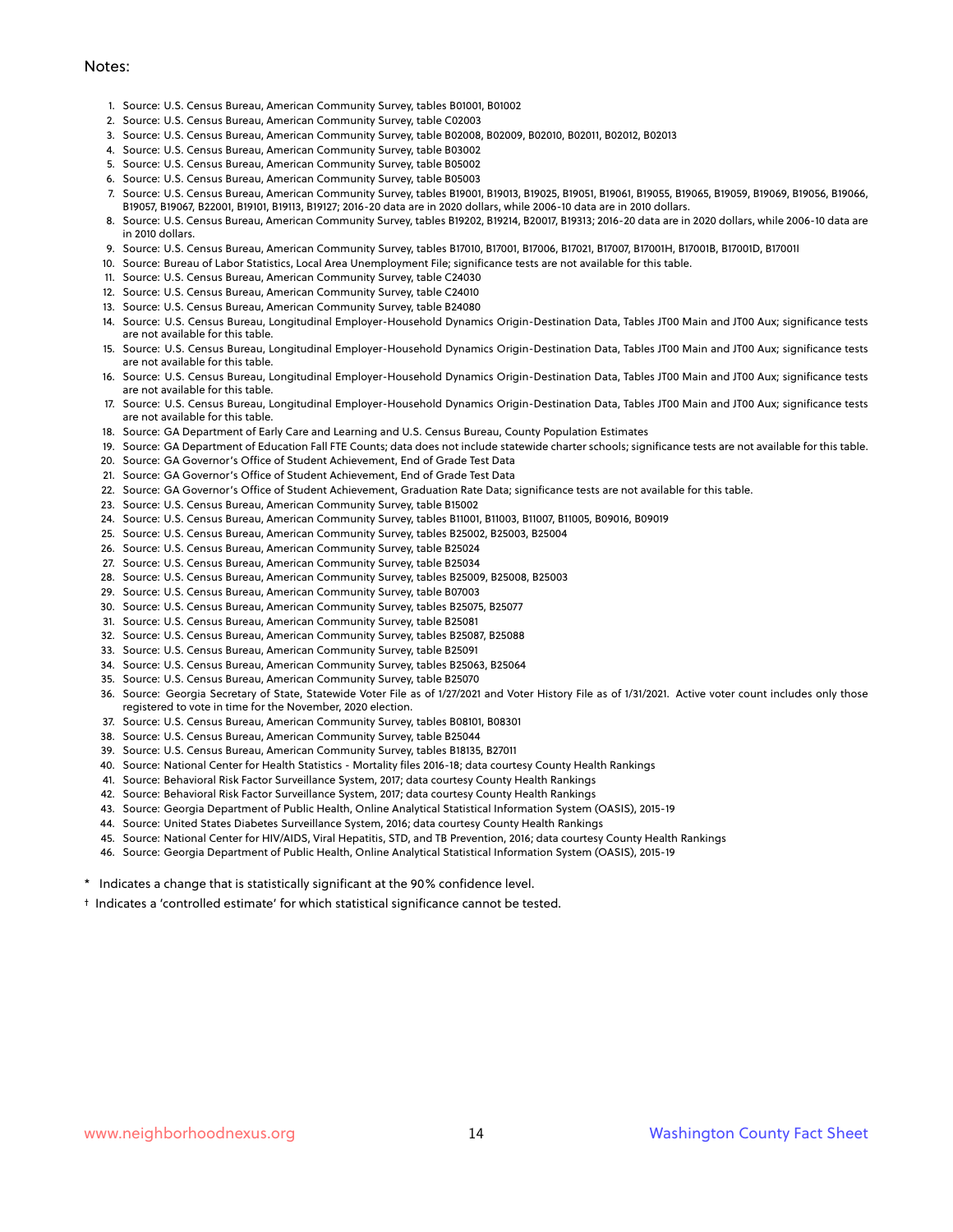Notes:

1. Source: U.S. Census Bureau, American Community Survey, tables B01001, B01002
2. Source: U.S. Census Bureau, American Community Survey, table C02003
3. Source: U.S. Census Bureau, American Community Survey, table B02008, B02009, B02010, B02011, B02012, B02013
4. Source: U.S. Census Bureau, American Community Survey, table B03002
5. Source: U.S. Census Bureau, American Community Survey, table B05002
6. Source: U.S. Census Bureau, American Community Survey, table B05003
7. Source: U.S. Census Bureau, American Community Survey, tables B19001, B19013, B19025, B19051, B19061, B19055, B19065, B19059, B19069, B19056, B19066, B19057, B19067, B22001, B19101, B19113, B19127; 2016-20 data are in 2020 dollars, while 2006-10 data are in 2010 dollars.
8. Source: U.S. Census Bureau, American Community Survey, tables B19202, B19214, B20017, B19313; 2016-20 data are in 2020 dollars, while 2006-10 data are in 2010 dollars.
9. Source: U.S. Census Bureau, American Community Survey, tables B17010, B17001, B17006, B17021, B17007, B17001H, B17001B, B17001D, B17001I
10. Source: Bureau of Labor Statistics, Local Area Unemployment File; significance tests are not available for this table.
11. Source: U.S. Census Bureau, American Community Survey, table C24030
12. Source: U.S. Census Bureau, American Community Survey, table C24010
13. Source: U.S. Census Bureau, American Community Survey, table B24080
14. Source: U.S. Census Bureau, Longitudinal Employer-Household Dynamics Origin-Destination Data, Tables JT00 Main and JT00 Aux; significance tests are not available for this table.
15. Source: U.S. Census Bureau, Longitudinal Employer-Household Dynamics Origin-Destination Data, Tables JT00 Main and JT00 Aux; significance tests are not available for this table.
16. Source: U.S. Census Bureau, Longitudinal Employer-Household Dynamics Origin-Destination Data, Tables JT00 Main and JT00 Aux; significance tests are not available for this table.
17. Source: U.S. Census Bureau, Longitudinal Employer-Household Dynamics Origin-Destination Data, Tables JT00 Main and JT00 Aux; significance tests are not available for this table.
18. Source: GA Department of Early Care and Learning and U.S. Census Bureau, County Population Estimates
19. Source: GA Department of Education Fall FTE Counts; data does not include statewide charter schools; significance tests are not available for this table.
20. Source: GA Governor's Office of Student Achievement, End of Grade Test Data
21. Source: GA Governor's Office of Student Achievement, End of Grade Test Data
22. Source: GA Governor's Office of Student Achievement, Graduation Rate Data; significance tests are not available for this table.
23. Source: U.S. Census Bureau, American Community Survey, table B15002
24. Source: U.S. Census Bureau, American Community Survey, tables B11001, B11003, B11007, B11005, B09016, B09019
25. Source: U.S. Census Bureau, American Community Survey, tables B25002, B25003, B25004
26. Source: U.S. Census Bureau, American Community Survey, table B25024
27. Source: U.S. Census Bureau, American Community Survey, table B25034
28. Source: U.S. Census Bureau, American Community Survey, tables B25009, B25008, B25003
29. Source: U.S. Census Bureau, American Community Survey, table B07003
30. Source: U.S. Census Bureau, American Community Survey, tables B25075, B25077
31. Source: U.S. Census Bureau, American Community Survey, table B25081
32. Source: U.S. Census Bureau, American Community Survey, tables B25087, B25088
33. Source: U.S. Census Bureau, American Community Survey, table B25091
34. Source: U.S. Census Bureau, American Community Survey, tables B25063, B25064
35. Source: U.S. Census Bureau, American Community Survey, table B25070
36. Source: Georgia Secretary of State, Statewide Voter File as of 1/27/2021 and Voter History File as of 1/31/2021. Active voter count includes only those registered to vote in time for the November, 2020 election.
37. Source: U.S. Census Bureau, American Community Survey, tables B08101, B08301
38. Source: U.S. Census Bureau, American Community Survey, table B25044
39. Source: U.S. Census Bureau, American Community Survey, tables B18135, B27011
40. Source: National Center for Health Statistics - Mortality files 2016-18; data courtesy County Health Rankings
41. Source: Behavioral Risk Factor Surveillance System, 2017; data courtesy County Health Rankings
42. Source: Behavioral Risk Factor Surveillance System, 2017; data courtesy County Health Rankings
43. Source: Georgia Department of Public Health, Online Analytical Statistical Information System (OASIS), 2015-19
44. Source: United States Diabetes Surveillance System, 2016; data courtesy County Health Rankings
45. Source: National Center for HIV/AIDS, Viral Hepatitis, STD, and TB Prevention, 2016; data courtesy County Health Rankings
46. Source: Georgia Department of Public Health, Online Analytical Statistical Information System (OASIS), 2015-19

\* Indicates a change that is statistically significant at the 90% confidence level.

† Indicates a 'controlled estimate' for which statistical significance cannot be tested.